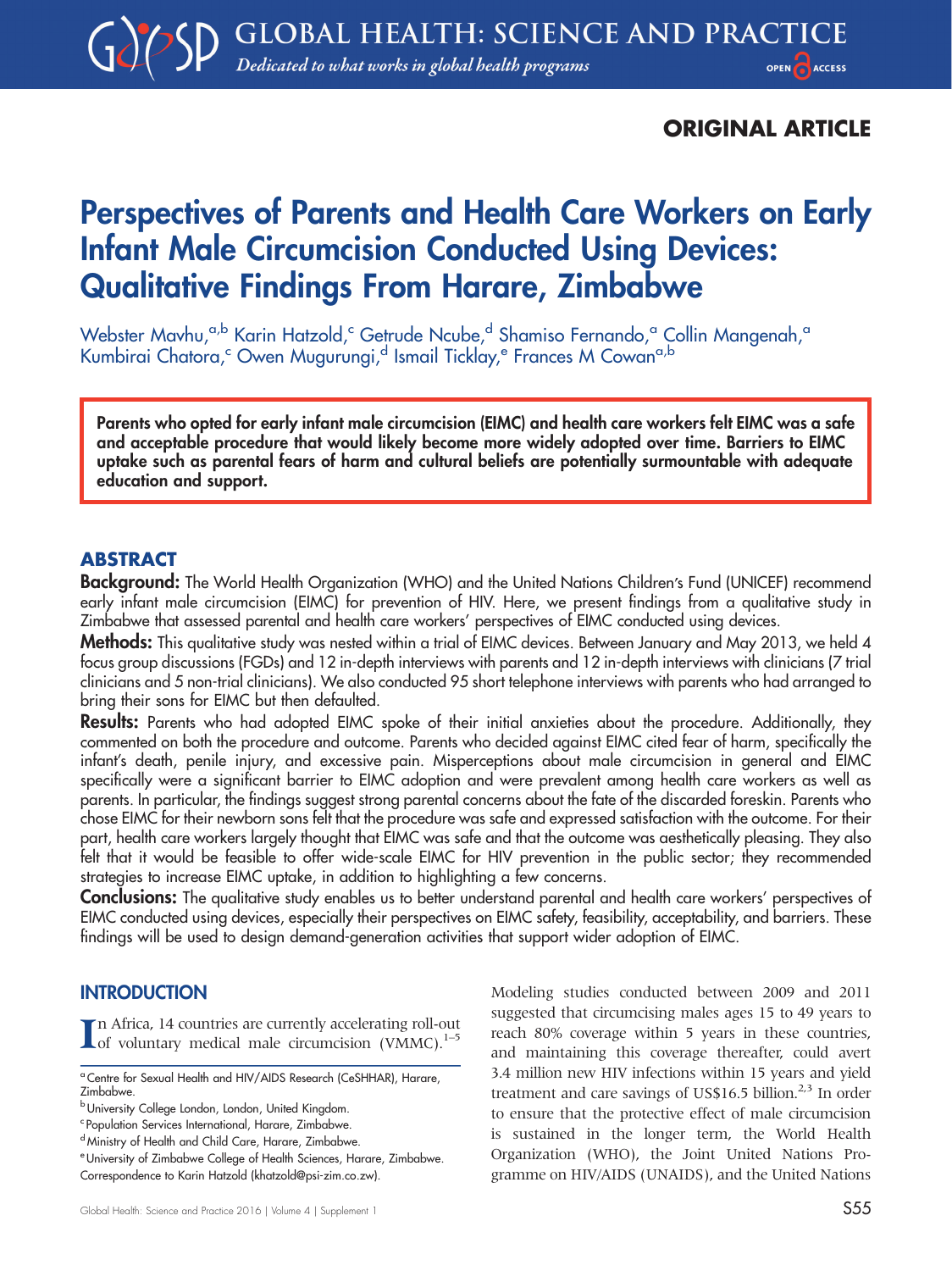ORIGINAL ARTICLE

# Perspectives of Parents and Health Care Workers on Early Infant Male Circumcision Conducted Using Devices: Qualitative Findings From Harare, Zimbabwe

Webster Mavhu,[a,b] Karin Hatzold,[c] Getrude Ncube,[d] Shamiso Fernando,[a] Collin Mangenah,[a] Kumbirai Chatora,[c] Owen Mugurungi,[d] Ismail Ticklay,[e] Frances M Cowan[a,b]

**Parents who opted for early infant male circumcision (EIMC) and health care workers felt EIMC was a safe and acceptable procedure that would likely become more widely adopted over time. Barriers to EIMC uptake such as parental fears of harm and cultural beliefs are potentially surmountable with adequate education and support.**

## ABSTRACT

**Background:** The World Health Organization (WHO) and the United Nations Children's Fund (UNICEF) recommend early infant male circumcision (EIMC) for prevention of HIV. Here, we present findings from a qualitative study in Zimbabwe that assessed parental and health care workers' perspectives of EIMC conducted using devices.

**Methods:** This qualitative study was nested within a trial of EIMC devices. Between January and May 2013, we held 4 focus group discussions (FGDs) and 12 in-depth interviews with parents and 12 in-depth interviews with clinicians (7 trial clinicians and 5 non-trial clinicians). We also conducted 95 short telephone interviews with parents who had arranged to bring their sons for EIMC but then defaulted.

**Results:** Parents who had adopted EIMC spoke of their initial anxieties about the procedure. Additionally, they commented on both the procedure and outcome. Parents who decided against EIMC cited fear of harm, specifically the infant's death, penile injury, and excessive pain. Misperceptions about male circumcision in general and EIMC specifically were a significant barrier to EIMC adoption and were prevalent among health care workers as well as parents. In particular, the findings suggest strong parental concerns about the fate of the discarded foreskin. Parents who chose EIMC for their newborn sons felt that the procedure was safe and expressed satisfaction with the outcome. For their part, health care workers largely thought that EIMC was safe and that the outcome was aesthetically pleasing. They also felt that it would be feasible to offer wide-scale EIMC for HIV prevention in the public sector; they recommended strategies to increase EIMC uptake, in addition to highlighting a few concerns.

**Conclusions:** The qualitative study enables us to better understand parental and health care workers' perspectives of EIMC conducted using devices, especially their perspectives on EIMC safety, feasibility, acceptability, and barriers. These findings will be used to design demand-generation activities that support wider adoption of EIMC.

## INTRODUCTION

In Africa, 14 countries are currently accelerating roll-out of voluntary medical male circumcision (VMMC).[1–5] Modeling studies conducted between 2009 and 2011 suggested that circumcising males ages 15 to 49 years to reach 80% coverage within 5 years in these countries, and maintaining this coverage thereafter, could avert 3.4 million new HIV infections within 15 years and yield treatment and care savings of US$16.5 billion.[2,3] In order to ensure that the protective effect of male circumcision is sustained in the longer term, the World Health Organization (WHO), the Joint United Nations Programme on HIV/AIDS (UNAIDS), and the United Nations

[a] Centre for Sexual Health and HIV/AIDS Research (CeSHHAR), Harare, Zimbabwe.
[b] University College London, London, United Kingdom.
[c] Population Services International, Harare, Zimbabwe.
[d] Ministry of Health and Child Care, Harare, Zimbabwe.
[e] University of Zimbabwe College of Health Sciences, Harare, Zimbabwe.
Correspondence to Karin Hatzold (khatzold@psi-zim.co.zw).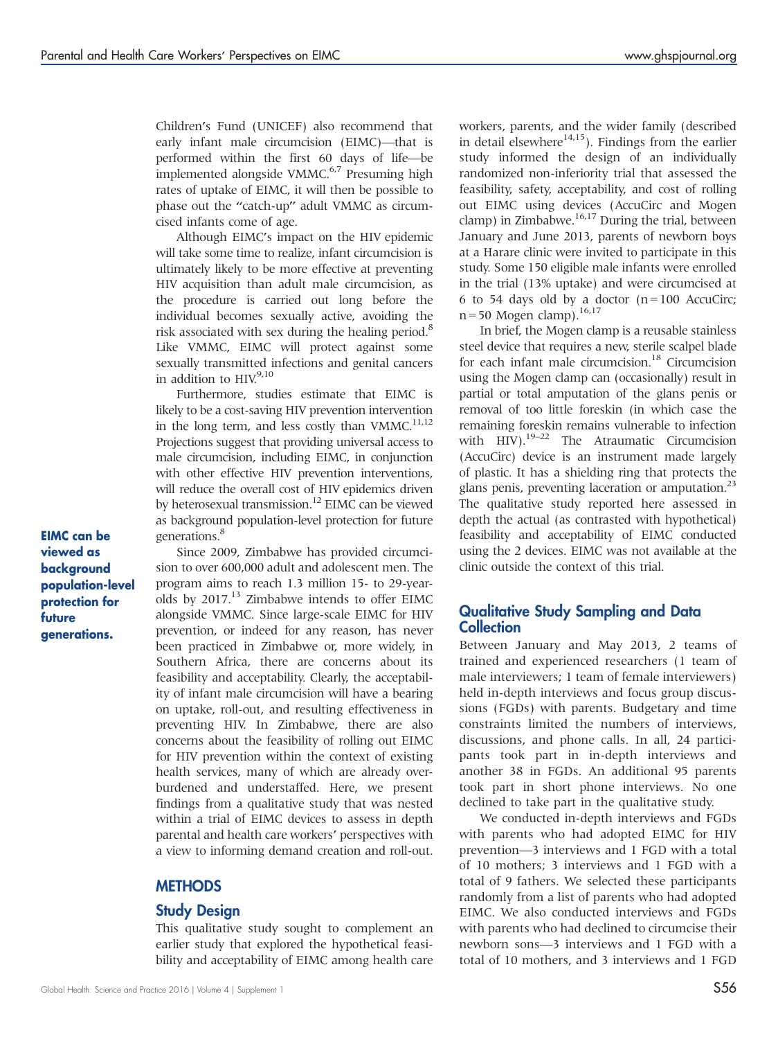Children's Fund (UNICEF) also recommend that early infant male circumcision (EIMC)—that is performed within the first 60 days of life—be implemented alongside VMMC.[6,7] Presuming high rates of uptake of EIMC, it will then be possible to phase out the "catch-up" adult VMMC as circumcised infants come of age.

Although EIMC's impact on the HIV epidemic will take some time to realize, infant circumcision is ultimately likely to be more effective at preventing HIV acquisition than adult male circumcision, as the procedure is carried out long before the individual becomes sexually active, avoiding the risk associated with sex during the healing period.[8] Like VMMC, EIMC will protect against some sexually transmitted infections and genital cancers in addition to HIV.[9,10]

Furthermore, studies estimate that EIMC is likely to be a cost-saving HIV prevention intervention in the long term, and less costly than VMMC.[11,12] Projections suggest that providing universal access to male circumcision, including EIMC, in conjunction with other effective HIV prevention interventions, will reduce the overall cost of HIV epidemics driven by heterosexual transmission.[12] EIMC can be viewed as background population-level protection for future generations.[8]

**EIMC can be viewed as background population-level protection for future generations.**

Since 2009, Zimbabwe has provided circumcision to over 600,000 adult and adolescent men. The program aims to reach 1.3 million 15- to 29-year-olds by 2017.[13] Zimbabwe intends to offer EIMC alongside VMMC. Since large-scale EIMC for HIV prevention, or indeed for any reason, has never been practiced in Zimbabwe or, more widely, in Southern Africa, there are concerns about its feasibility and acceptability. Clearly, the acceptability of infant male circumcision will have a bearing on uptake, roll-out, and resulting effectiveness in preventing HIV. In Zimbabwe, there are also concerns about the feasibility of rolling out EIMC for HIV prevention within the context of existing health services, many of which are already overburdened and understaffed. Here, we present findings from a qualitative study that was nested within a trial of EIMC devices to assess in depth parental and health care workers' perspectives with a view to informing demand creation and roll-out.

## METHODS

### Study Design

This qualitative study sought to complement an earlier study that explored the hypothetical feasibility and acceptability of EIMC among health care workers, parents, and the wider family (described in detail elsewhere[14,15]). Findings from the earlier study informed the design of an individually randomized non-inferiority trial that assessed the feasibility, safety, acceptability, and cost of rolling out EIMC using devices (AccuCirc and Mogen clamp) in Zimbabwe.[16,17] During the trial, between January and June 2013, parents of newborn boys at a Harare clinic were invited to participate in this study. Some 150 eligible male infants were enrolled in the trial (13% uptake) and were circumcised at 6 to 54 days old by a doctor (n = 100 AccuCirc; n = 50 Mogen clamp).[16,17]

In brief, the Mogen clamp is a reusable stainless steel device that requires a new, sterile scalpel blade for each infant male circumcision.[18] Circumcision using the Mogen clamp can (occasionally) result in partial or total amputation of the glans penis or removal of too little foreskin (in which case the remaining foreskin remains vulnerable to infection with HIV).[19–22] The Atraumatic Circumcision (AccuCirc) device is an instrument made largely of plastic. It has a shielding ring that protects the glans penis, preventing laceration or amputation.[23] The qualitative study reported here assessed in depth the actual (as contrasted with hypothetical) feasibility and acceptability of EIMC conducted using the 2 devices. EIMC was not available at the clinic outside the context of this trial.

### Qualitative Study Sampling and Data Collection

Between January and May 2013, 2 teams of trained and experienced researchers (1 team of male interviewers; 1 team of female interviewers) held in-depth interviews and focus group discussions (FGDs) with parents. Budgetary and time constraints limited the numbers of interviews, discussions, and phone calls. In all, 24 participants took part in in-depth interviews and another 38 in FGDs. An additional 95 parents took part in short phone interviews. No one declined to take part in the qualitative study.

We conducted in-depth interviews and FGDs with parents who had adopted EIMC for HIV prevention—3 interviews and 1 FGD with a total of 10 mothers; 3 interviews and 1 FGD with a total of 9 fathers. We selected these participants randomly from a list of parents who had adopted EIMC. We also conducted interviews and FGDs with parents who had declined to circumcise their newborn sons—3 interviews and 1 FGD with a total of 10 mothers, and 3 interviews and 1 FGD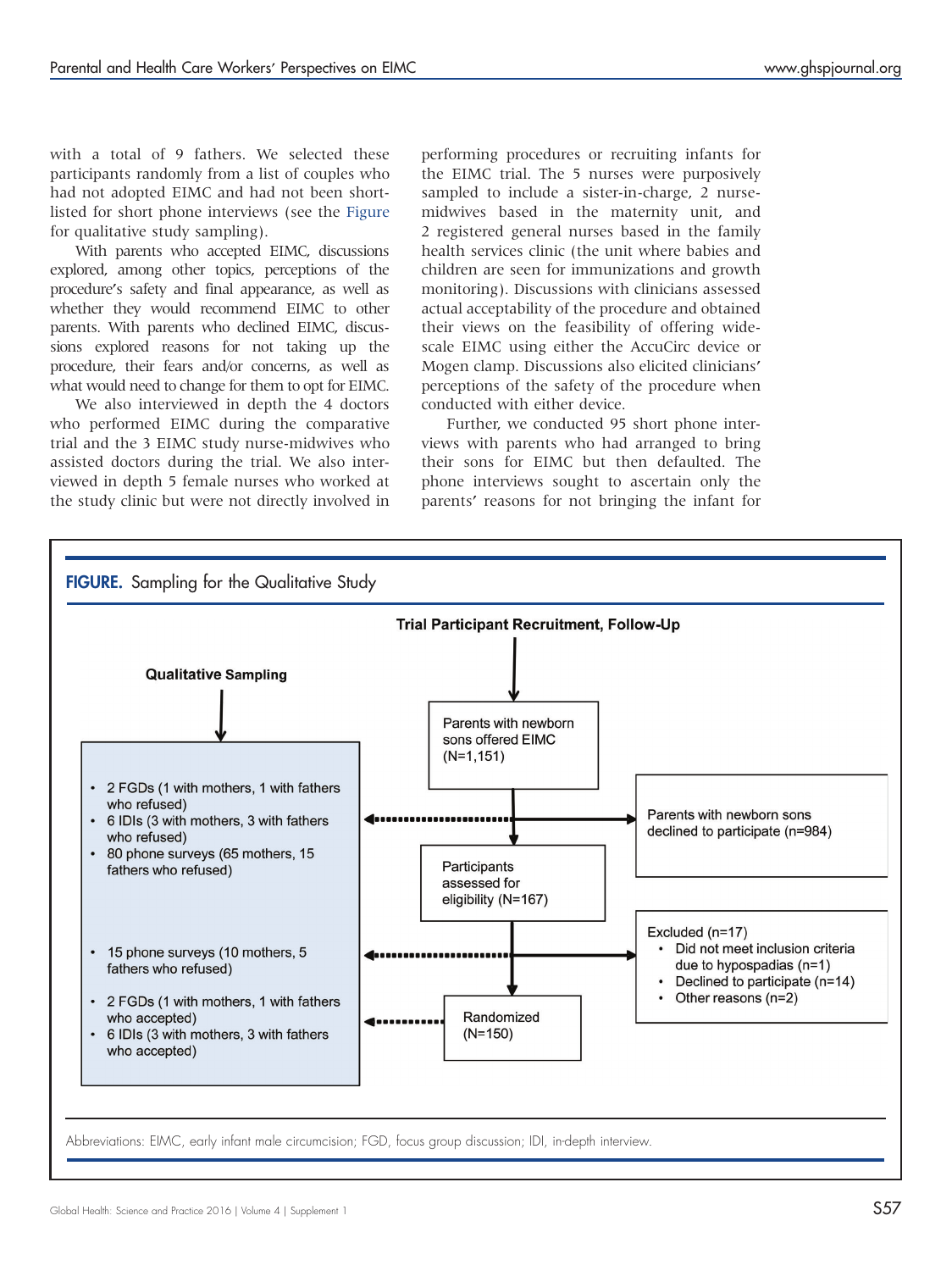with a total of 9 fathers. We selected these participants randomly from a list of couples who had not adopted EIMC and had not been short-listed for short phone interviews (see the Figure for qualitative study sampling).

With parents who accepted EIMC, discussions explored, among other topics, perceptions of the procedure's safety and final appearance, as well as whether they would recommend EIMC to other parents. With parents who declined EIMC, discussions explored reasons for not taking up the procedure, their fears and/or concerns, as well as what would need to change for them to opt for EIMC.

We also interviewed in depth the 4 doctors who performed EIMC during the comparative trial and the 3 EIMC study nurse-midwives who assisted doctors during the trial. We also interviewed in depth 5 female nurses who worked at the study clinic but were not directly involved in performing procedures or recruiting infants for the EIMC trial. The 5 nurses were purposively sampled to include a sister-in-charge, 2 nurse-midwives based in the maternity unit, and 2 registered general nurses based in the family health services clinic (the unit where babies and children are seen for immunizations and growth monitoring). Discussions with clinicians assessed actual acceptability of the procedure and obtained their views on the feasibility of offering wide-scale EIMC using either the AccuCirc device or Mogen clamp. Discussions also elicited clinicians' perceptions of the safety of the procedure when conducted with either device.

Further, we conducted 95 short phone interviews with parents who had arranged to bring their sons for EIMC but then defaulted. The phone interviews sought to ascertain only the parents' reasons for not bringing the infant for

**FIGURE.** Sampling for the Qualitative Study

**Trial Participant Recruitment, Follow-Up**

- Parents with newborn sons offered EIMC (N=1,151)
  - → Parents with newborn sons declined to participate (n=984)
- Participants assessed for eligibility (N=167)
  - → Excluded (n=17)
    - Did not meet inclusion criteria due to hypospadias (n=1)
    - Declined to participate (n=14)
    - Other reasons (n=2)
- Randomized (N=150)

**Qualitative Sampling**

- From parents who declined to participate:
  - 2 FGDs (1 with mothers, 1 with fathers who refused)
  - 6 IDIs (3 with mothers, 3 with fathers who refused)
  - 80 phone surveys (65 mothers, 15 fathers who refused)
- From parents excluded:
  - 15 phone surveys (10 mothers, 5 fathers who refused)
- From randomized participants:
  - 2 FGDs (1 with mothers, 1 with fathers who accepted)
  - 6 IDIs (3 with mothers, 3 with fathers who accepted)

Abbreviations: EIMC, early infant male circumcision; FGD, focus group discussion; IDI, in-depth interview.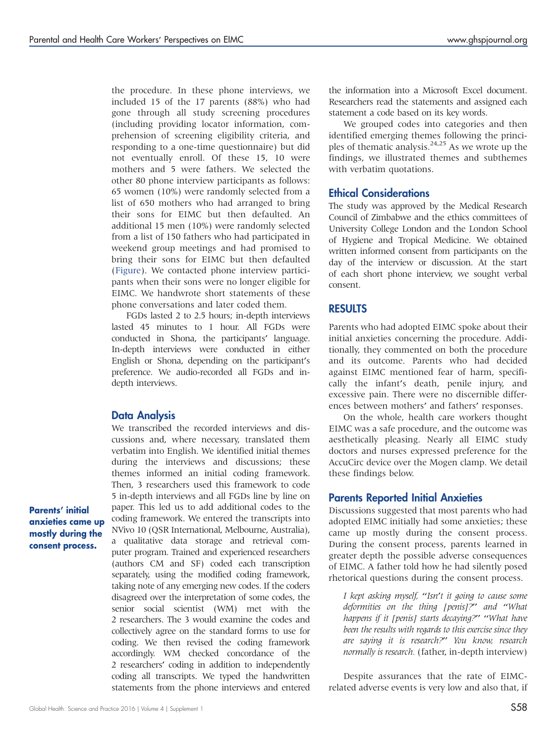the procedure. In these phone interviews, we included 15 of the 17 parents (88%) who had gone through all study screening procedures (including providing locator information, comprehension of screening eligibility criteria, and responding to a one-time questionnaire) but did not eventually enroll. Of these 15, 10 were mothers and 5 were fathers. We selected the other 80 phone interview participants as follows: 65 women (10%) were randomly selected from a list of 650 mothers who had arranged to bring their sons for EIMC but then defaulted. An additional 15 men (10%) were randomly selected from a list of 150 fathers who had participated in weekend group meetings and had promised to bring their sons for EIMC but then defaulted (Figure). We contacted phone interview participants when their sons were no longer eligible for EIMC. We handwrote short statements of these phone conversations and later coded them.

FGDs lasted 2 to 2.5 hours; in-depth interviews lasted 45 minutes to 1 hour. All FGDs were conducted in Shona, the participants' language. In-depth interviews were conducted in either English or Shona, depending on the participant's preference. We audio-recorded all FGDs and in-depth interviews.

## Data Analysis

We transcribed the recorded interviews and discussions and, where necessary, translated them verbatim into English. We identified initial themes during the interviews and discussions; these themes informed an initial coding framework. Then, 3 researchers used this framework to code 5 in-depth interviews and all FGDs line by line on paper. This led us to add additional codes to the coding framework. We entered the transcripts into NVivo 10 (QSR International, Melbourne, Australia), a qualitative data storage and retrieval computer program. Trained and experienced researchers (authors CM and SF) coded each transcription separately, using the modified coding framework, taking note of any emerging new codes. If the coders disagreed over the interpretation of some codes, the senior social scientist (WM) met with the 2 researchers. The 3 would examine the codes and collectively agree on the standard forms to use for coding. We then revised the coding framework accordingly. WM checked concordance of the 2 researchers' coding in addition to independently coding all transcripts. We typed the handwritten statements from the phone interviews and entered the information into a Microsoft Excel document. Researchers read the statements and assigned each statement a code based on its key words.

We grouped codes into categories and then identified emerging themes following the principles of thematic analysis.[24,25] As we wrote up the findings, we illustrated themes and subthemes with verbatim quotations.

## Ethical Considerations

The study was approved by the Medical Research Council of Zimbabwe and the ethics committees of University College London and the London School of Hygiene and Tropical Medicine. We obtained written informed consent from participants on the day of the interview or discussion. At the start of each short phone interview, we sought verbal consent.

## RESULTS

Parents who had adopted EIMC spoke about their initial anxieties concerning the procedure. Additionally, they commented on both the procedure and its outcome. Parents who had decided against EIMC mentioned fear of harm, specifically the infant's death, penile injury, and excessive pain. There were no discernible differences between mothers' and fathers' responses.

On the whole, health care workers thought EIMC was a safe procedure, and the outcome was aesthetically pleasing. Nearly all EIMC study doctors and nurses expressed preference for the AccuCirc device over the Mogen clamp. We detail these findings below.

## Parents Reported Initial Anxieties

**Parents' initial anxieties came up mostly during the consent process.**

Discussions suggested that most parents who had adopted EIMC initially had some anxieties; these came up mostly during the consent process. During the consent process, parents learned in greater depth the possible adverse consequences of EIMC. A father told how he had silently posed rhetorical questions during the consent process.

> *I kept asking myself, "Isn't it going to cause some deformities on the thing [penis]?" and "What happens if it [penis] starts decaying?" "What have been the results with regards to this exercise since they are saying it is research?" You know, research normally is research.* (father, in-depth interview)

Despite assurances that the rate of EIMC-related adverse events is very low and also that, if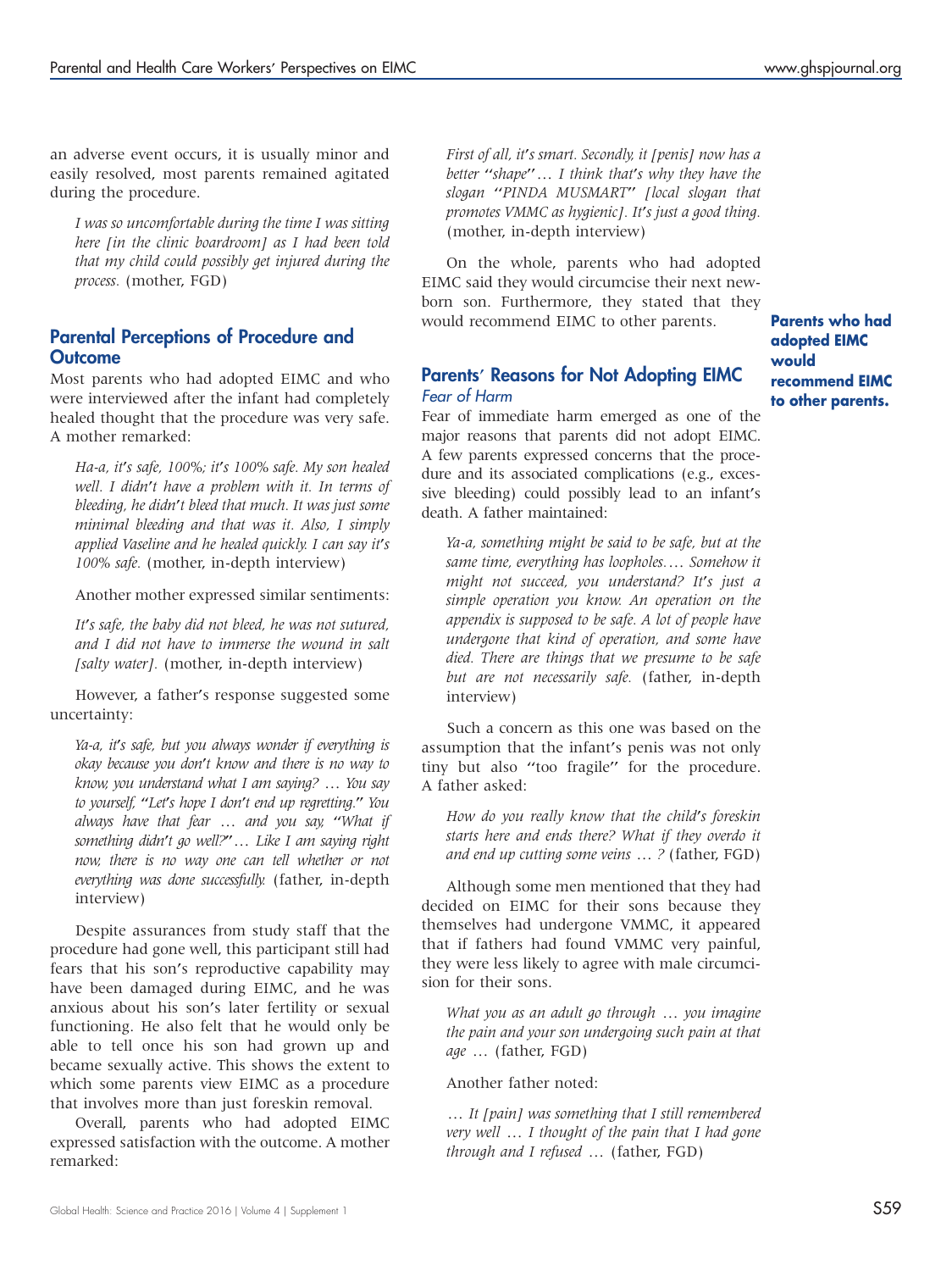an adverse event occurs, it is usually minor and easily resolved, most parents remained agitated during the procedure.

> *I was so uncomfortable during the time I was sitting here [in the clinic boardroom] as I had been told that my child could possibly get injured during the process.* (mother, FGD)

## Parental Perceptions of Procedure and Outcome

Most parents who had adopted EIMC and who were interviewed after the infant had completely healed thought that the procedure was very safe. A mother remarked:

> *Ha-a, it's safe, 100%; it's 100% safe. My son healed well. I didn't have a problem with it. In terms of bleeding, he didn't bleed that much. It was just some minimal bleeding and that was it. Also, I simply applied Vaseline and he healed quickly. I can say it's 100% safe.* (mother, in-depth interview)

Another mother expressed similar sentiments:

> *It's safe, the baby did not bleed, he was not sutured, and I did not have to immerse the wound in salt [salty water].* (mother, in-depth interview)

However, a father's response suggested some uncertainty:

> *Ya-a, it's safe, but you always wonder if everything is okay because you don't know and there is no way to know, you understand what I am saying? … You say to yourself, "Let's hope I don't end up regretting." You always have that fear … and you say, "What if something didn't go well?" … Like I am saying right now, there is no way one can tell whether or not everything was done successfully.* (father, in-depth interview)

Despite assurances from study staff that the procedure had gone well, this participant still had fears that his son's reproductive capability may have been damaged during EIMC, and he was anxious about his son's later fertility or sexual functioning. He also felt that he would only be able to tell once his son had grown up and became sexually active. This shows the extent to which some parents view EIMC as a procedure that involves more than just foreskin removal.

Overall, parents who had adopted EIMC expressed satisfaction with the outcome. A mother remarked:

> *First of all, it's smart. Secondly, it [penis] now has a better "shape" … I think that's why they have the slogan "PINDA MUSMART" [local slogan that promotes VMMC as hygienic]. It's just a good thing.* (mother, in-depth interview)

On the whole, parents who had adopted EIMC said they would circumcise their next newborn son. Furthermore, they stated that they would recommend EIMC to other parents.

**Parents who had adopted EIMC would recommend EIMC to other parents.**

## Parents' Reasons for Not Adopting EIMC

### *Fear of Harm*

Fear of immediate harm emerged as one of the major reasons that parents did not adopt EIMC. A few parents expressed concerns that the procedure and its associated complications (e.g., excessive bleeding) could possibly lead to an infant's death. A father maintained:

> *Ya-a, something might be said to be safe, but at the same time, everything has loopholes.… Somehow it might not succeed, you understand? It's just a simple operation you know. An operation on the appendix is supposed to be safe. A lot of people have undergone that kind of operation, and some have died. There are things that we presume to be safe but are not necessarily safe.* (father, in-depth interview)

Such a concern as this one was based on the assumption that the infant's penis was not only tiny but also "too fragile" for the procedure. A father asked:

> *How do you really know that the child's foreskin starts here and ends there? What if they overdo it and end up cutting some veins … ?* (father, FGD)

Although some men mentioned that they had decided on EIMC for their sons because they themselves had undergone VMMC, it appeared that if fathers had found VMMC very painful, they were less likely to agree with male circumcision for their sons.

> *What you as an adult go through … you imagine the pain and your son undergoing such pain at that age …* (father, FGD)

Another father noted:

> *… It [pain] was something that I still remembered very well … I thought of the pain that I had gone through and I refused …* (father, FGD)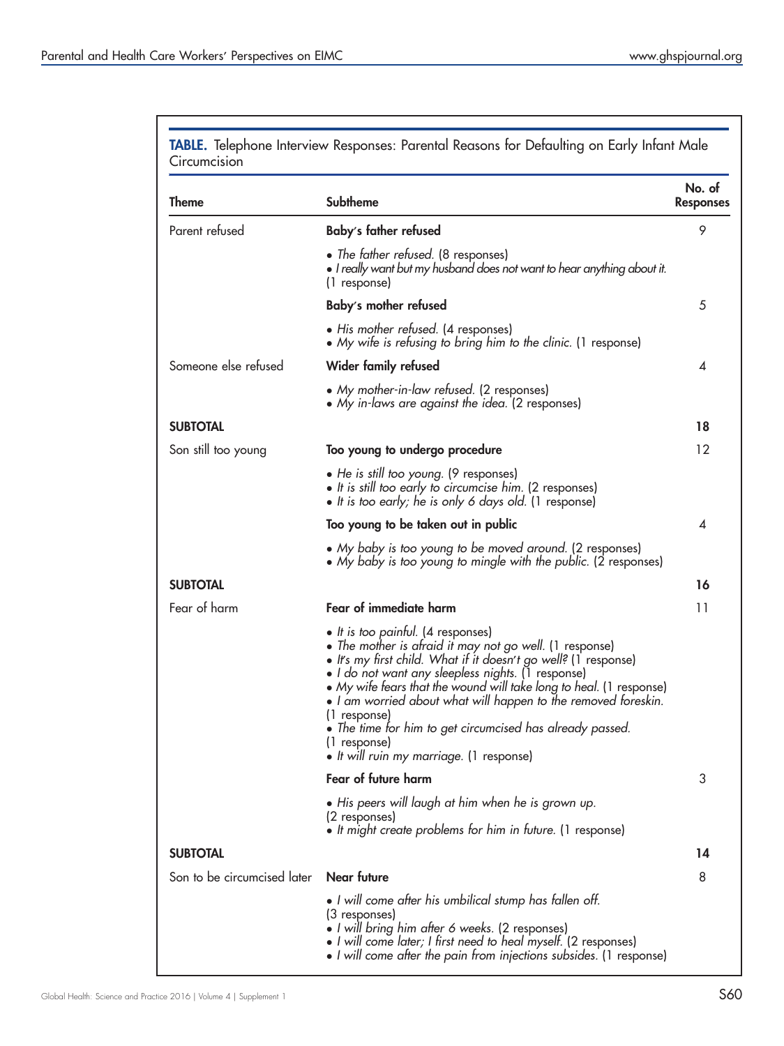**TABLE.** Telephone Interview Responses: Parental Reasons for Defaulting on Early Infant Male Circumcision

| Theme | Subtheme | No. of Responses |
|---|---|---|
| Parent refused | **Baby's father refused** | 9 |
| | • *The father refused.* (8 responses)<br>• *I really want but my husband does not want to hear anything about it.* (1 response) | |
| | **Baby's mother refused** | 5 |
| | • *His mother refused.* (4 responses)<br>• *My wife is refusing to bring him to the clinic.* (1 response) | |
| Someone else refused | **Wider family refused** | 4 |
| | • *My mother-in-law refused.* (2 responses)<br>• *My in-laws are against the idea.* (2 responses) | |
| **SUBTOTAL** | | **18** |
| Son still too young | **Too young to undergo procedure** | 12 |
| | • *He is still too young.* (9 responses)<br>• *It is still too early to circumcise him.* (2 responses)<br>• *It is too early; he is only 6 days old.* (1 response) | |
| | **Too young to be taken out in public** | 4 |
| | • *My baby is too young to be moved around.* (2 responses)<br>• *My baby is too young to mingle with the public.* (2 responses) | |
| **SUBTOTAL** | | **16** |
| Fear of harm | **Fear of immediate harm** | 11 |
| | • *It is too painful.* (4 responses)<br>• *The mother is afraid it may not go well.* (1 response)<br>• *It's my first child. What if it doesn't go well?* (1 response)<br>• *I do not want any sleepless nights.* (1 response)<br>• *My wife fears that the wound will take long to heal.* (1 response)<br>• *I am worried about what will happen to the removed foreskin.* (1 response)<br>• *The time for him to get circumcised has already passed.* (1 response)<br>• *It will ruin my marriage.* (1 response) | |
| | **Fear of future harm** | 3 |
| | • *His peers will laugh at him when he is grown up.* (2 responses)<br>• *It might create problems for him in future.* (1 response) | |
| **SUBTOTAL** | | **14** |
| Son to be circumcised later | **Near future** | 8 |
| | • *I will come after his umbilical stump has fallen off.* (3 responses)<br>• *I will bring him after 6 weeks.* (2 responses)<br>• *I will come later; I first need to heal myself.* (2 responses)<br>• *I will come after the pain from injections subsides.* (1 response) | |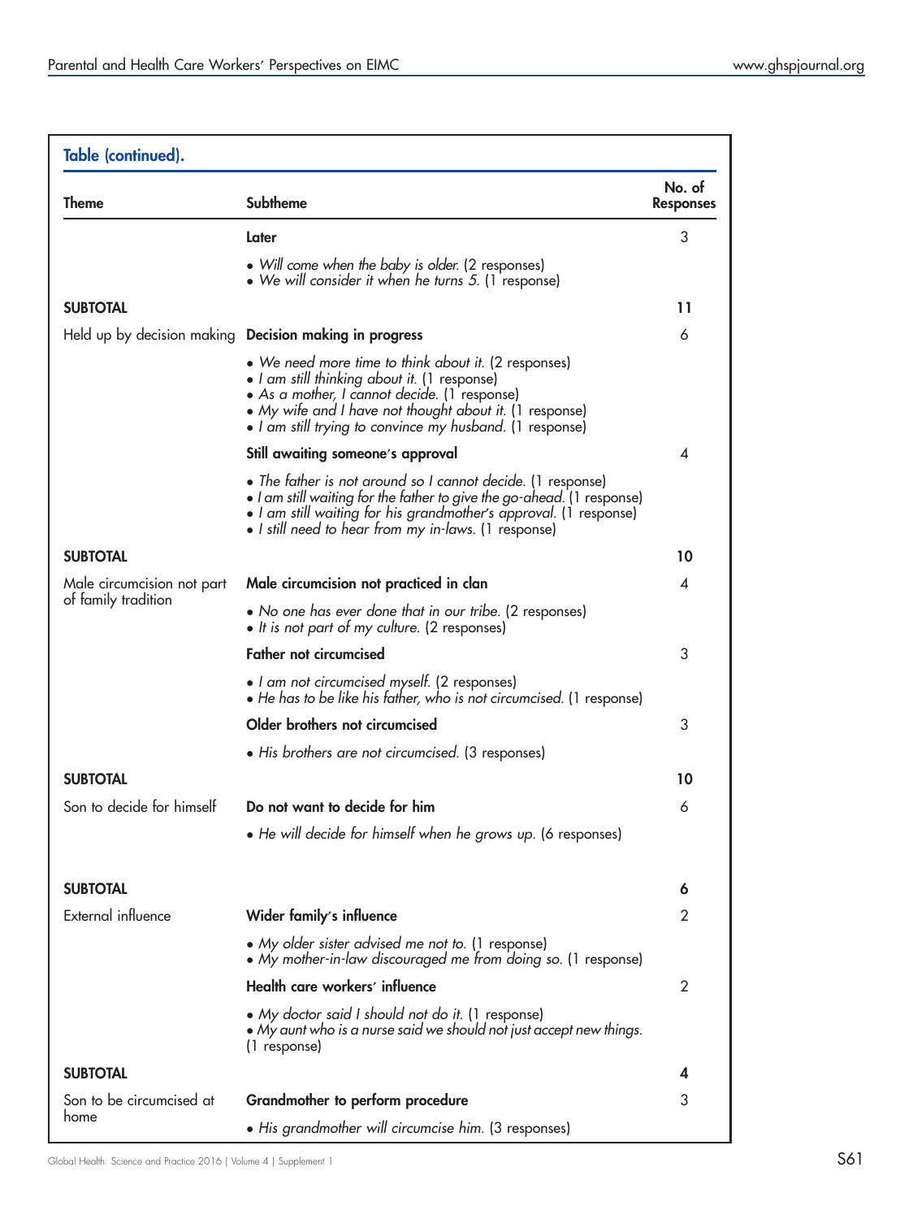**Table (continued).**

| Theme | Subtheme | No. of Responses |
|---|---|---|
| | **Later** | 3 |
| | • *Will come when the baby is older.* (2 responses)<br>• *We will consider it when he turns 5.* (1 response) | |
| **SUBTOTAL** | | **11** |
| Held up by decision making | **Decision making in progress** | 6 |
| | • *We need more time to think about it.* (2 responses)<br>• *I am still thinking about it.* (1 response)<br>• *As a mother, I cannot decide.* (1 response)<br>• *My wife and I have not thought about it.* (1 response)<br>• *I am still trying to convince my husband.* (1 response) | |
| | **Still awaiting someone's approval** | 4 |
| | • *The father is not around so I cannot decide.* (1 response)<br>• *I am still waiting for the father to give the go-ahead.* (1 response)<br>• *I am still waiting for his grandmother's approval.* (1 response)<br>• *I still need to hear from my in-laws.* (1 response) | |
| **SUBTOTAL** | | **10** |
| Male circumcision not part of family tradition | **Male circumcision not practiced in clan** | 4 |
| | • *No one has ever done that in our tribe.* (2 responses)<br>• *It is not part of my culture.* (2 responses) | |
| | **Father not circumcised** | 3 |
| | • *I am not circumcised myself.* (2 responses)<br>• *He has to be like his father, who is not circumcised.* (1 response) | |
| | **Older brothers not circumcised** | 3 |
| | • *His brothers are not circumcised.* (3 responses) | |
| **SUBTOTAL** | | **10** |
| Son to decide for himself | **Do not want to decide for him** | 6 |
| | • *He will decide for himself when he grows up.* (6 responses) | |
| **SUBTOTAL** | | **6** |
| External influence | **Wider family's influence** | 2 |
| | • *My older sister advised me not to.* (1 response)<br>• *My mother-in-law discouraged me from doing so.* (1 response) | |
| | **Health care workers' influence** | 2 |
| | • *My doctor said I should not do it.* (1 response)<br>• *My aunt who is a nurse said we should not just accept new things.* (1 response) | |
| **SUBTOTAL** | | **4** |
| Son to be circumcised at home | **Grandmother to perform procedure** | 3 |
| | • *His grandmother will circumcise him.* (3 responses) | |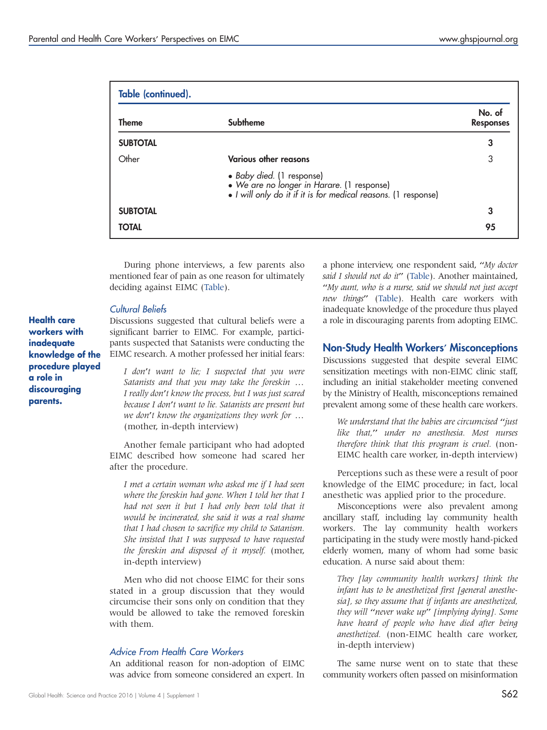**Table (continued).**

| Theme | Subtheme | No. of Responses |
|---|---|---|
| **SUBTOTAL** | | **3** |
| Other | **Various other reasons** | 3 |
| | • *Baby died.* (1 response)<br>• *We are no longer in Harare.* (1 response)<br>• *I will only do it if it is for medical reasons.* (1 response) | |
| **SUBTOTAL** | | **3** |
| **TOTAL** | | **95** |

During phone interviews, a few parents also mentioned fear of pain as one reason for ultimately deciding against EIMC (Table).

### Cultural Beliefs

Discussions suggested that cultural beliefs were a significant barrier to EIMC. For example, participants suspected that Satanists were conducting the EIMC research. A mother professed her initial fears:

> *I don't want to lie; I suspected that you were Satanists and that you may take the foreskin … I really don't know the process, but I was just scared because I don't want to lie. Satanists are present but we don't know the organizations they work for …* (mother, in-depth interview)

Another female participant who had adopted EIMC described how someone had scared her after the procedure.

> *I met a certain woman who asked me if I had seen where the foreskin had gone. When I told her that I had not seen it but I had only been told that it would be incinerated, she said it was a real shame that I had chosen to sacrifice my child to Satanism. She insisted that I was supposed to have requested the foreskin and disposed of it myself.* (mother, in-depth interview)

Men who did not choose EIMC for their sons stated in a group discussion that they would circumcise their sons only on condition that they would be allowed to take the removed foreskin with them.

### Advice From Health Care Workers

An additional reason for non-adoption of EIMC was advice from someone considered an expert. In a phone interview, one respondent said, "*My doctor said I should not do it*" (Table). Another maintained, "*My aunt, who is a nurse, said we should not just accept new things*" (Table). Health care workers with inadequate knowledge of the procedure thus played a role in discouraging parents from adopting EIMC.

**Health care workers with inadequate knowledge of the procedure played a role in discouraging parents.**

## Non-Study Health Workers' Misconceptions

Discussions suggested that despite several EIMC sensitization meetings with non-EIMC clinic staff, including an initial stakeholder meeting convened by the Ministry of Health, misconceptions remained prevalent among some of these health care workers.

> *We understand that the babies are circumcised "just like that," under no anesthesia. Most nurses therefore think that this program is cruel.* (non-EIMC health care worker, in-depth interview)

Perceptions such as these were a result of poor knowledge of the EIMC procedure; in fact, local anesthetic was applied prior to the procedure.

Misconceptions were also prevalent among ancillary staff, including lay community health workers. The lay community health workers participating in the study were mostly hand-picked elderly women, many of whom had some basic education. A nurse said about them:

> *They [lay community health workers] think the infant has to be anesthetized first [general anesthesia], so they assume that if infants are anesthetized, they will "never wake up" [implying dying]. Some have heard of people who have died after being anesthetized.* (non-EIMC health care worker, in-depth interview)

The same nurse went on to state that these community workers often passed on misinformation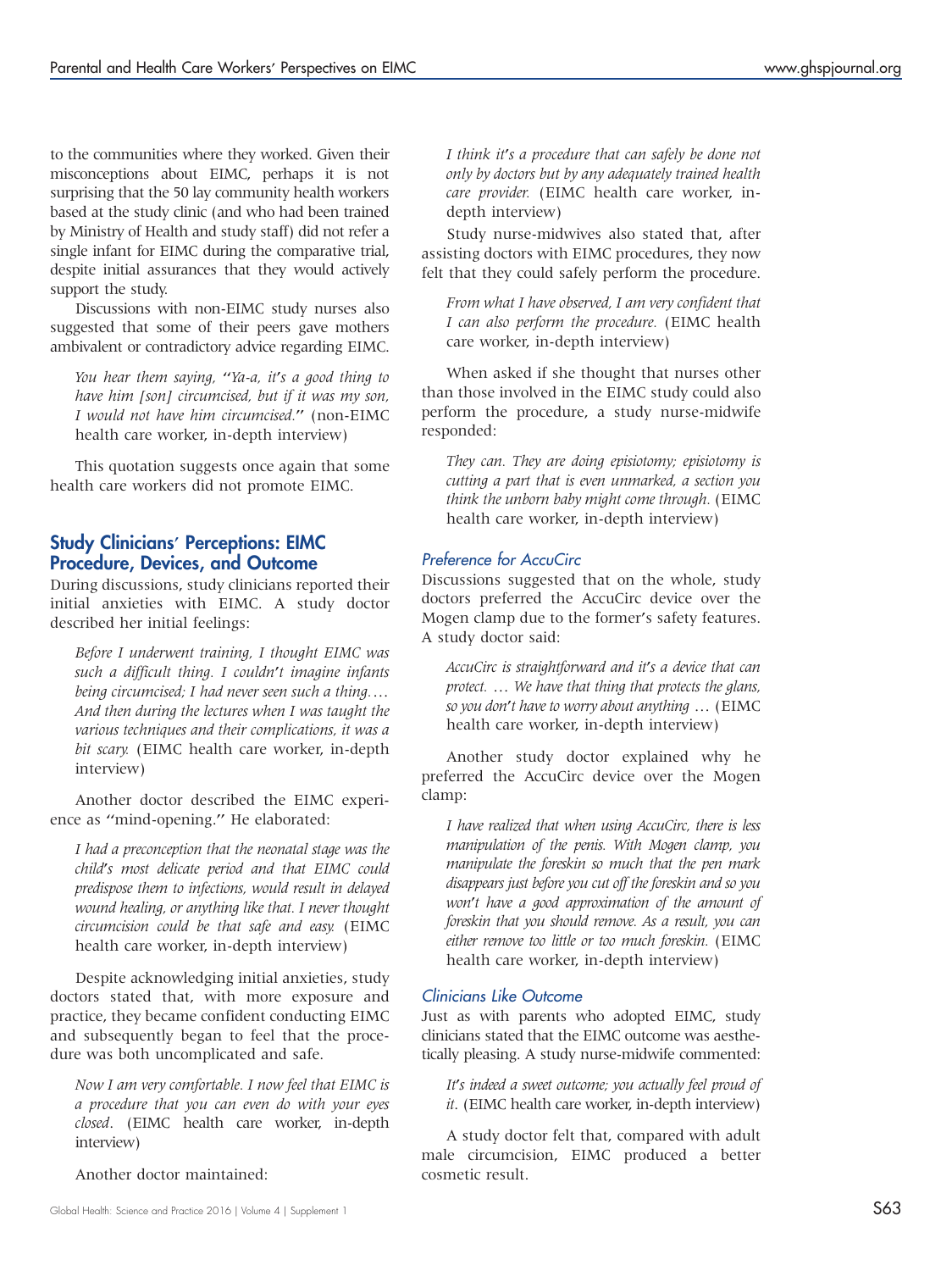to the communities where they worked. Given their misconceptions about EIMC, perhaps it is not surprising that the 50 lay community health workers based at the study clinic (and who had been trained by Ministry of Health and study staff) did not refer a single infant for EIMC during the comparative trial, despite initial assurances that they would actively support the study.

Discussions with non-EIMC study nurses also suggested that some of their peers gave mothers ambivalent or contradictory advice regarding EIMC.

> *You hear them saying, "Ya-a, it's a good thing to have him [son] circumcised, but if it was my son, I would not have him circumcised."* (non-EIMC health care worker, in-depth interview)

This quotation suggests once again that some health care workers did not promote EIMC.

## Study Clinicians' Perceptions: EIMC Procedure, Devices, and Outcome

During discussions, study clinicians reported their initial anxieties with EIMC. A study doctor described her initial feelings:

> *Before I underwent training, I thought EIMC was such a difficult thing. I couldn't imagine infants being circumcised; I had never seen such a thing.… And then during the lectures when I was taught the various techniques and their complications, it was a bit scary.* (EIMC health care worker, in-depth interview)

Another doctor described the EIMC experience as "mind-opening." He elaborated:

> *I had a preconception that the neonatal stage was the child's most delicate period and that EIMC could predispose them to infections, would result in delayed wound healing, or anything like that. I never thought circumcision could be that safe and easy.* (EIMC health care worker, in-depth interview)

Despite acknowledging initial anxieties, study doctors stated that, with more exposure and practice, they became confident conducting EIMC and subsequently began to feel that the procedure was both uncomplicated and safe.

> *Now I am very comfortable. I now feel that EIMC is a procedure that you can even do with your eyes closed*. (EIMC health care worker, in-depth interview)

Another doctor maintained:

> *I think it's a procedure that can safely be done not only by doctors but by any adequately trained health care provider.* (EIMC health care worker, in-depth interview)

Study nurse-midwives also stated that, after assisting doctors with EIMC procedures, they now felt that they could safely perform the procedure.

> *From what I have observed, I am very confident that I can also perform the procedure.* (EIMC health care worker, in-depth interview)

When asked if she thought that nurses other than those involved in the EIMC study could also perform the procedure, a study nurse-midwife responded:

> *They can. They are doing episiotomy; episiotomy is cutting a part that is even unmarked, a section you think the unborn baby might come through.* (EIMC health care worker, in-depth interview)

### Preference for AccuCirc

Discussions suggested that on the whole, study doctors preferred the AccuCirc device over the Mogen clamp due to the former's safety features. A study doctor said:

> *AccuCirc is straightforward and it's a device that can protect. … We have that thing that protects the glans, so you don't have to worry about anything …* (EIMC health care worker, in-depth interview)

Another study doctor explained why he preferred the AccuCirc device over the Mogen clamp:

> *I have realized that when using AccuCirc, there is less manipulation of the penis. With Mogen clamp, you manipulate the foreskin so much that the pen mark disappears just before you cut off the foreskin and so you won't have a good approximation of the amount of foreskin that you should remove. As a result, you can either remove too little or too much foreskin.* (EIMC health care worker, in-depth interview)

### Clinicians Like Outcome

Just as with parents who adopted EIMC, study clinicians stated that the EIMC outcome was aesthetically pleasing. A study nurse-midwife commented:

> *It's indeed a sweet outcome; you actually feel proud of it*. (EIMC health care worker, in-depth interview)

A study doctor felt that, compared with adult male circumcision, EIMC produced a better cosmetic result.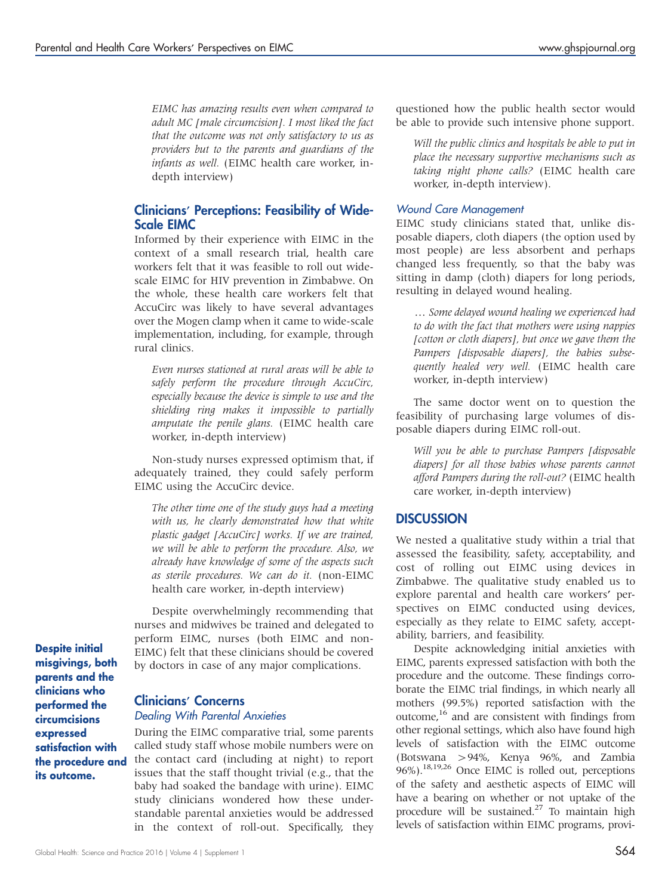*EIMC has amazing results even when compared to adult MC [male circumcision]. I most liked the fact that the outcome was not only satisfactory to us as providers but to the parents and guardians of the infants as well.* (EIMC health care worker, in-depth interview)

### Clinicians' Perceptions: Feasibility of Wide-Scale EIMC

Informed by their experience with EIMC in the context of a small research trial, health care workers felt that it was feasible to roll out wide-scale EIMC for HIV prevention in Zimbabwe. On the whole, these health care workers felt that AccuCirc was likely to have several advantages over the Mogen clamp when it came to wide-scale implementation, including, for example, through rural clinics.

> *Even nurses stationed at rural areas will be able to safely perform the procedure through AccuCirc, especially because the device is simple to use and the shielding ring makes it impossible to partially amputate the penile glans.* (EIMC health care worker, in-depth interview)

Non-study nurses expressed optimism that, if adequately trained, they could safely perform EIMC using the AccuCirc device.

> *The other time one of the study guys had a meeting with us, he clearly demonstrated how that white plastic gadget [AccuCirc] works. If we are trained, we will be able to perform the procedure. Also, we already have knowledge of some of the aspects such as sterile procedures. We can do it.* (non-EIMC health care worker, in-depth interview)

Despite overwhelmingly recommending that nurses and midwives be trained and delegated to perform EIMC, nurses (both EIMC and non-EIMC) felt that these clinicians should be covered by doctors in case of any major complications.

**Despite initial misgivings, both parents and the clinicians who performed the circumcisions expressed satisfaction with the procedure and its outcome.**

### Clinicians' Concerns

#### Dealing With Parental Anxieties

During the EIMC comparative trial, some parents called study staff whose mobile numbers were on the contact card (including at night) to report issues that the staff thought trivial (e.g., that the baby had soaked the bandage with urine). EIMC study clinicians wondered how these understandable parental anxieties would be addressed in the context of roll-out. Specifically, they questioned how the public health sector would be able to provide such intensive phone support.

> *Will the public clinics and hospitals be able to put in place the necessary supportive mechanisms such as taking night phone calls?* (EIMC health care worker, in-depth interview).

#### Wound Care Management

EIMC study clinicians stated that, unlike disposable diapers, cloth diapers (the option used by most people) are less absorbent and perhaps changed less frequently, so that the baby was sitting in damp (cloth) diapers for long periods, resulting in delayed wound healing.

> *... Some delayed wound healing we experienced had to do with the fact that mothers were using nappies [cotton or cloth diapers], but once we gave them the Pampers [disposable diapers], the babies subsequently healed very well.* (EIMC health care worker, in-depth interview)

The same doctor went on to question the feasibility of purchasing large volumes of disposable diapers during EIMC roll-out.

> *Will you be able to purchase Pampers [disposable diapers] for all those babies whose parents cannot afford Pampers during the roll-out?* (EIMC health care worker, in-depth interview)

## DISCUSSION

We nested a qualitative study within a trial that assessed the feasibility, safety, acceptability, and cost of rolling out EIMC using devices in Zimbabwe. The qualitative study enabled us to explore parental and health care workers' perspectives on EIMC conducted using devices, especially as they relate to EIMC safety, acceptability, barriers, and feasibility.

Despite acknowledging initial anxieties with EIMC, parents expressed satisfaction with both the procedure and the outcome. These findings corroborate the EIMC trial findings, in which nearly all mothers (99.5%) reported satisfaction with the outcome,[16] and are consistent with findings from other regional settings, which also have found high levels of satisfaction with the EIMC outcome (Botswana >94%, Kenya 96%, and Zambia 96%).[18,19,26] Once EIMC is rolled out, perceptions of the safety and aesthetic aspects of EIMC will have a bearing on whether or not uptake of the procedure will be sustained.[27] To maintain high levels of satisfaction within EIMC programs, provi-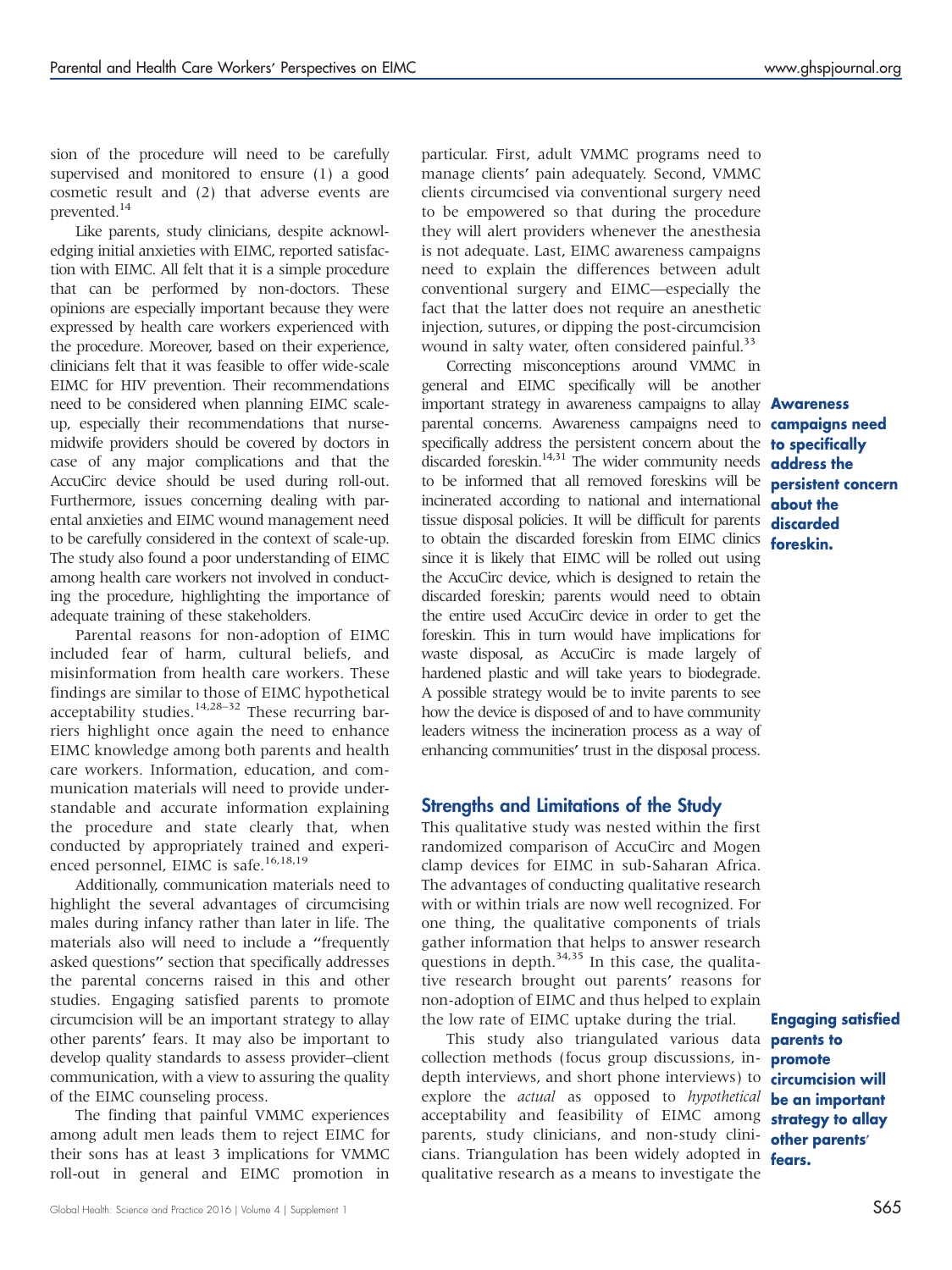sion of the procedure will need to be carefully supervised and monitored to ensure (1) a good cosmetic result and (2) that adverse events are prevented.[14]

Like parents, study clinicians, despite acknowledging initial anxieties with EIMC, reported satisfaction with EIMC. All felt that it is a simple procedure that can be performed by non-doctors. These opinions are especially important because they were expressed by health care workers experienced with the procedure. Moreover, based on their experience, clinicians felt that it was feasible to offer wide-scale EIMC for HIV prevention. Their recommendations need to be considered when planning EIMC scale-up, especially their recommendations that nurse-midwife providers should be covered by doctors in case of any major complications and that the AccuCirc device should be used during roll-out. Furthermore, issues concerning dealing with parental anxieties and EIMC wound management need to be carefully considered in the context of scale-up. The study also found a poor understanding of EIMC among health care workers not involved in conducting the procedure, highlighting the importance of adequate training of these stakeholders.

Parental reasons for non-adoption of EIMC included fear of harm, cultural beliefs, and misinformation from health care workers. These findings are similar to those of EIMC hypothetical acceptability studies.[14,28–32] These recurring barriers highlight once again the need to enhance EIMC knowledge among both parents and health care workers. Information, education, and communication materials will need to provide understandable and accurate information explaining the procedure and state clearly that, when conducted by appropriately trained and experienced personnel, EIMC is safe.[16,18,19]

Additionally, communication materials need to highlight the several advantages of circumcising males during infancy rather than later in life. The materials also will need to include a "frequently asked questions" section that specifically addresses the parental concerns raised in this and other studies. Engaging satisfied parents to promote circumcision will be an important strategy to allay other parents' fears. It may also be important to develop quality standards to assess provider–client communication, with a view to assuring the quality of the EIMC counseling process.

**Engaging satisfied parents to promote circumcision will be an important strategy to allay other parents' fears.**

The finding that painful VMMC experiences among adult men leads them to reject EIMC for their sons has at least 3 implications for VMMC roll-out in general and EIMC promotion in particular. First, adult VMMC programs need to manage clients' pain adequately. Second, VMMC clients circumcised via conventional surgery need to be empowered so that during the procedure they will alert providers whenever the anesthesia is not adequate. Last, EIMC awareness campaigns need to explain the differences between adult conventional surgery and EIMC—especially the fact that the latter does not require an anesthetic injection, sutures, or dipping the post-circumcision wound in salty water, often considered painful.[33]

Correcting misconceptions around VMMC in general and EIMC specifically will be another important strategy in awareness campaigns to allay parental concerns. Awareness campaigns need to specifically address the persistent concern about the discarded foreskin.[14,31] The wider community needs to be informed that all removed foreskins will be incinerated according to national and international tissue disposal policies. It will be difficult for parents to obtain the discarded foreskin from EIMC clinics since it is likely that EIMC will be rolled out using the AccuCirc device, which is designed to retain the discarded foreskin; parents would need to obtain the entire used AccuCirc device in order to get the foreskin. This in turn would have implications for waste disposal, as AccuCirc is made largely of hardened plastic and will take years to biodegrade. A possible strategy would be to invite parents to see how the device is disposed of and to have community leaders witness the incineration process as a way of enhancing communities' trust in the disposal process.

**Awareness campaigns need to specifically address the persistent concern about the discarded foreskin.**

## Strengths and Limitations of the Study

This qualitative study was nested within the first randomized comparison of AccuCirc and Mogen clamp devices for EIMC in sub-Saharan Africa. The advantages of conducting qualitative research with or within trials are now well recognized. For one thing, the qualitative components of trials gather information that helps to answer research questions in depth.[34,35] In this case, the qualitative research brought out parents' reasons for non-adoption of EIMC and thus helped to explain the low rate of EIMC uptake during the trial.

This study also triangulated various data collection methods (focus group discussions, in-depth interviews, and short phone interviews) to explore the *actual* as opposed to *hypothetical* acceptability and feasibility of EIMC among parents, study clinicians, and non-study clinicians. Triangulation has been widely adopted in qualitative research as a means to investigate the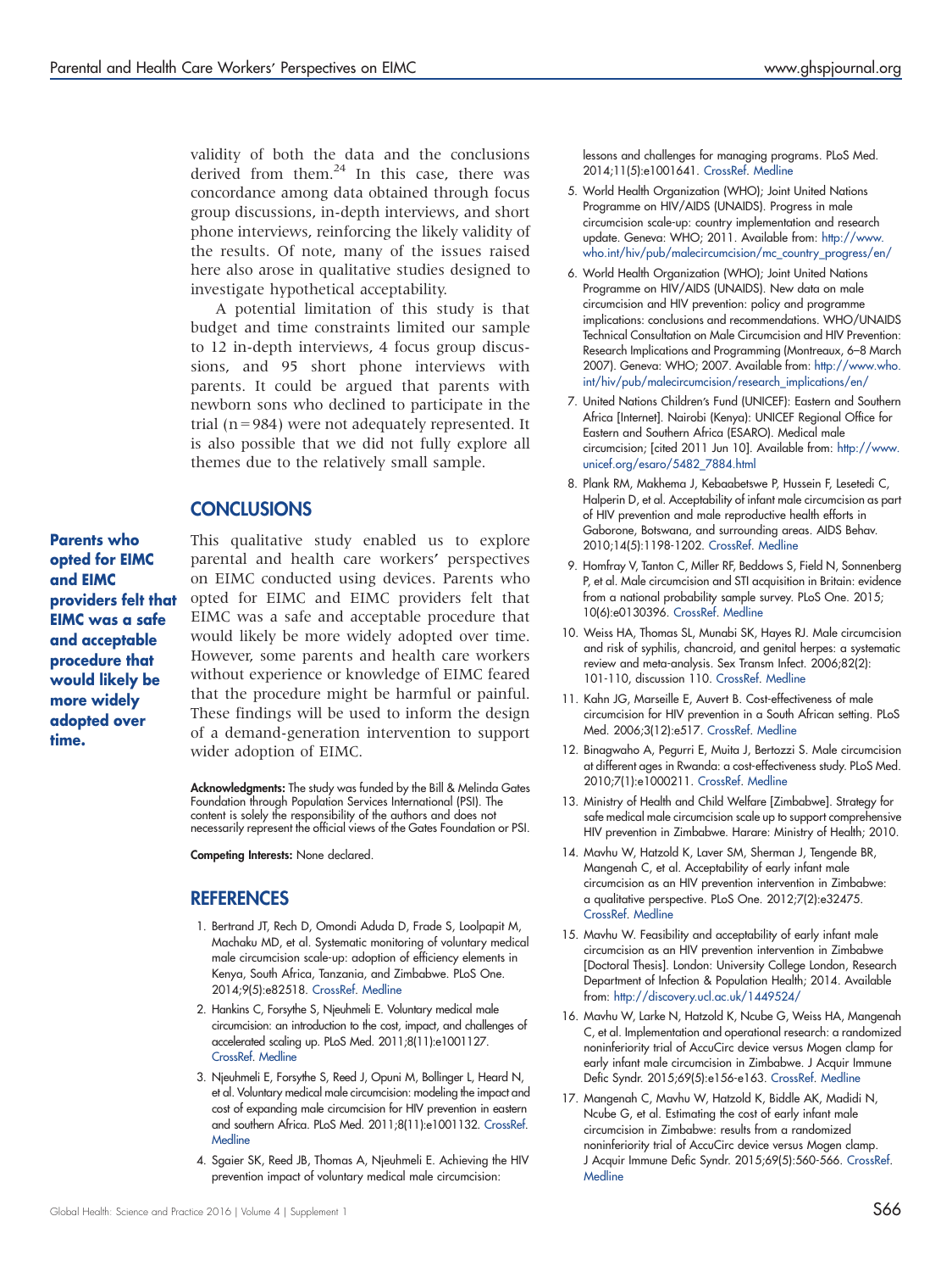validity of both the data and the conclusions derived from them.[24] In this case, there was concordance among data obtained through focus group discussions, in-depth interviews, and short phone interviews, reinforcing the likely validity of the results. Of note, many of the issues raised here also arose in qualitative studies designed to investigate hypothetical acceptability.

A potential limitation of this study is that budget and time constraints limited our sample to 12 in-depth interviews, 4 focus group discussions, and 95 short phone interviews with parents. It could be argued that parents with newborn sons who declined to participate in the trial (n = 984) were not adequately represented. It is also possible that we did not fully explore all themes due to the relatively small sample.

## CONCLUSIONS

**Parents who opted for EIMC and EIMC providers felt that EIMC was a safe and acceptable procedure that would likely be more widely adopted over time.**

This qualitative study enabled us to explore parental and health care workers' perspectives on EIMC conducted using devices. Parents who opted for EIMC and EIMC providers felt that EIMC was a safe and acceptable procedure that would likely be more widely adopted over time. However, some parents and health care workers without experience or knowledge of EIMC feared that the procedure might be harmful or painful. These findings will be used to inform the design of a demand-generation intervention to support wider adoption of EIMC.

**Acknowledgments:** The study was funded by the Bill & Melinda Gates Foundation through Population Services International (PSI). The content is solely the responsibility of the authors and does not necessarily represent the official views of the Gates Foundation or PSI.

**Competing Interests:** None declared.

## REFERENCES

1. Bertrand JT, Rech D, Omondi Aduda D, Frade S, Loolpapit M, Machaku MD, et al. Systematic monitoring of voluntary medical male circumcision scale-up: adoption of efficiency elements in Kenya, South Africa, Tanzania, and Zimbabwe. PLoS One. 2014;9(5):e82518. CrossRef. Medline
2. Hankins C, Forsythe S, Njeuhmeli E. Voluntary medical male circumcision: an introduction to the cost, impact, and challenges of accelerated scaling up. PLoS Med. 2011;8(11):e1001127. CrossRef. Medline
3. Njeuhmeli E, Forsythe S, Reed J, Opuni M, Bollinger L, Heard N, et al. Voluntary medical male circumcision: modeling the impact and cost of expanding male circumcision for HIV prevention in eastern and southern Africa. PLoS Med. 2011;8(11):e1001132. CrossRef. Medline
4. Sgaier SK, Reed JB, Thomas A, Njeuhmeli E. Achieving the HIV prevention impact of voluntary medical male circumcision: lessons and challenges for managing programs. PLoS Med. 2014;11(5):e1001641. CrossRef. Medline
5. World Health Organization (WHO); Joint United Nations Programme on HIV/AIDS (UNAIDS). Progress in male circumcision scale-up: country implementation and research update. Geneva: WHO; 2011. Available from: http://www.who.int/hiv/pub/malecircumcision/mc_country_progress/en/
6. World Health Organization (WHO); Joint United Nations Programme on HIV/AIDS (UNAIDS). New data on male circumcision and HIV prevention: policy and programme implications: conclusions and recommendations. WHO/UNAIDS Technical Consultation on Male Circumcision and HIV Prevention: Research Implications and Programming (Montreaux, 6–8 March 2007). Geneva: WHO; 2007. Available from: http://www.who.int/hiv/pub/malecircumcision/research_implications/en/
7. United Nations Children's Fund (UNICEF): Eastern and Southern Africa [Internet]. Nairobi (Kenya): UNICEF Regional Office for Eastern and Southern Africa (ESARO). Medical male circumcision; [cited 2011 Jun 10]. Available from: http://www.unicef.org/esaro/5482_7884.html
8. Plank RM, Makhema J, Kebaabetswe P, Hussein F, Lesetedi C, Halperin D, et al. Acceptability of infant male circumcision as part of HIV prevention and male reproductive health efforts in Gaborone, Botswana, and surrounding areas. AIDS Behav. 2010;14(5):1198-1202. CrossRef. Medline
9. Homfray V, Tanton C, Miller RF, Beddows S, Field N, Sonnenberg P, et al. Male circumcision and STI acquisition in Britain: evidence from a national probability sample survey. PLoS One. 2015; 10(6):e0130396. CrossRef. Medline
10. Weiss HA, Thomas SL, Munabi SK, Hayes RJ. Male circumcision and risk of syphilis, chancroid, and genital herpes: a systematic review and meta-analysis. Sex Transm Infect. 2006;82(2): 101-110, discussion 110. CrossRef. Medline
11. Kahn JG, Marseille E, Auvert B. Cost-effectiveness of male circumcision for HIV prevention in a South African setting. PLoS Med. 2006;3(12):e517. CrossRef. Medline
12. Binagwaho A, Pegurri E, Muita J, Bertozzi S. Male circumcision at different ages in Rwanda: a cost-effectiveness study. PLoS Med. 2010;7(1):e1000211. CrossRef. Medline
13. Ministry of Health and Child Welfare [Zimbabwe]. Strategy for safe medical male circumcision scale up to support comprehensive HIV prevention in Zimbabwe. Harare: Ministry of Health; 2010.
14. Mavhu W, Hatzold K, Laver SM, Sherman J, Tengende BR, Mangenah C, et al. Acceptability of early infant male circumcision as an HIV prevention intervention in Zimbabwe: a qualitative perspective. PLoS One. 2012;7(2):e32475. CrossRef. Medline
15. Mavhu W. Feasibility and acceptability of early infant male circumcision as an HIV prevention intervention in Zimbabwe [Doctoral Thesis]. London: University College London, Research Department of Infection & Population Health; 2014. Available from: http://discovery.ucl.ac.uk/1449524/
16. Mavhu W, Larke N, Hatzold K, Ncube G, Weiss HA, Mangenah C, et al. Implementation and operational research: a randomized noninferiority trial of AccuCirc device versus Mogen clamp for early infant male circumcision in Zimbabwe. J Acquir Immune Defic Syndr. 2015;69(5):e156-e163. CrossRef. Medline
17. Mangenah C, Mavhu W, Hatzold K, Biddle AK, Madidi N, Ncube G, et al. Estimating the cost of early infant male circumcision in Zimbabwe: results from a randomized noninferiority trial of AccuCirc device versus Mogen clamp. J Acquir Immune Defic Syndr. 2015;69(5):560-566. CrossRef. Medline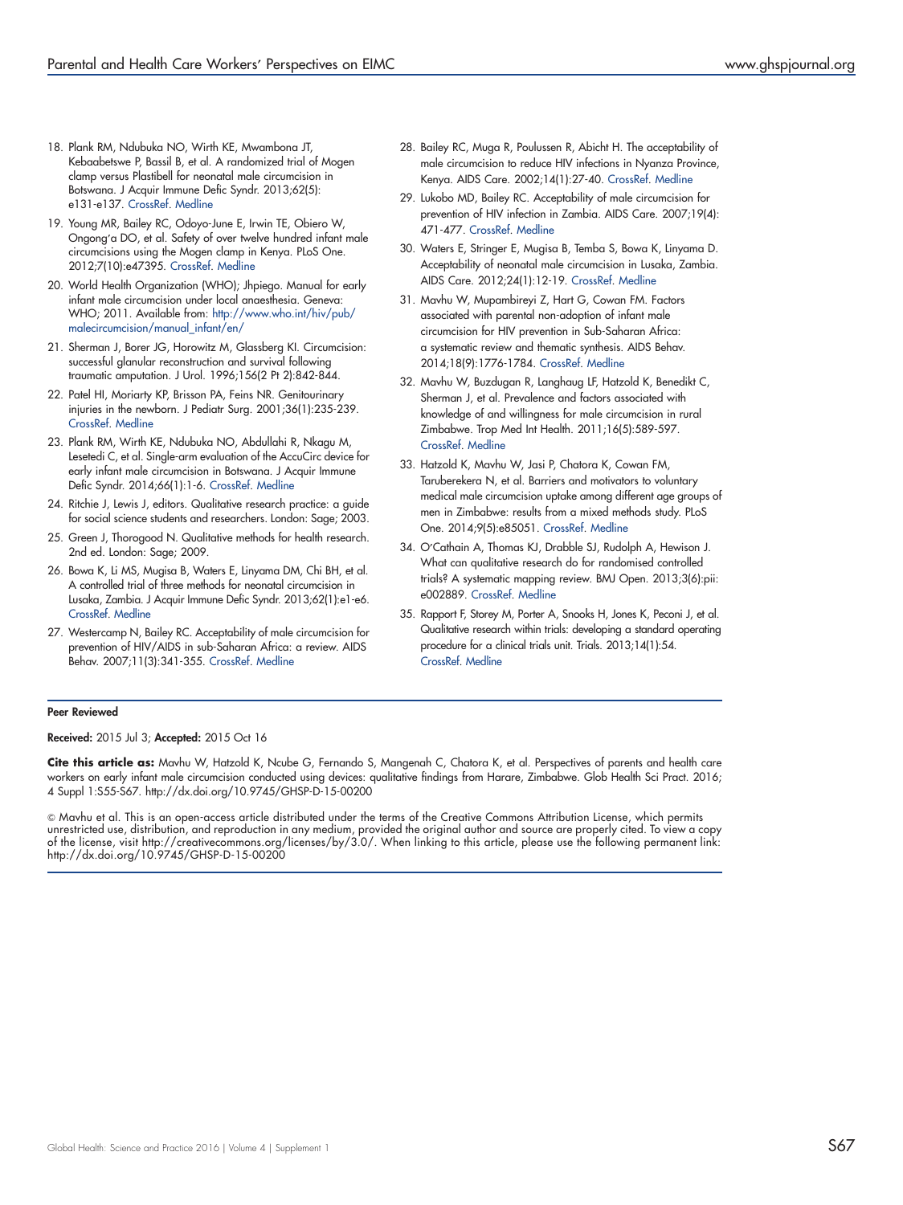18. Plank RM, Ndubuka NO, Wirth KE, Mwambona JT, Kebaabetswe P, Bassil B, et al. A randomized trial of Mogen clamp versus Plastibell for neonatal male circumcision in Botswana. J Acquir Immune Defic Syndr. 2013;62(5): e131-e137. CrossRef. Medline

19. Young MR, Bailey RC, Odoyo-June E, Irwin TE, Obiero W, Ongong'a DO, et al. Safety of over twelve hundred infant male circumcisions using the Mogen clamp in Kenya. PLoS One. 2012;7(10):e47395. CrossRef. Medline

20. World Health Organization (WHO); Jhpiego. Manual for early infant male circumcision under local anaesthesia. Geneva: WHO; 2011. Available from: http://www.who.int/hiv/pub/malecircumcision/manual_infant/en/

21. Sherman J, Borer JG, Horowitz M, Glassberg KI. Circumcision: successful glanular reconstruction and survival following traumatic amputation. J Urol. 1996;156(2 Pt 2):842-844.

22. Patel HI, Moriarty KP, Brisson PA, Feins NR. Genitourinary injuries in the newborn. J Pediatr Surg. 2001;36(1):235-239. CrossRef. Medline

23. Plank RM, Wirth KE, Ndubuka NO, Abdullahi R, Nkagu M, Lesetedi C, et al. Single-arm evaluation of the AccuCirc device for early infant male circumcision in Botswana. J Acquir Immune Defic Syndr. 2014;66(1):1-6. CrossRef. Medline

24. Ritchie J, Lewis J, editors. Qualitative research practice: a guide for social science students and researchers. London: Sage; 2003.

25. Green J, Thorogood N. Qualitative methods for health research. 2nd ed. London: Sage; 2009.

26. Bowa K, Li MS, Mugisa B, Waters E, Linyama DM, Chi BH, et al. A controlled trial of three methods for neonatal circumcision in Lusaka, Zambia. J Acquir Immune Defic Syndr. 2013;62(1):e1-e6. CrossRef. Medline

27. Westercamp N, Bailey RC. Acceptability of male circumcision for prevention of HIV/AIDS in sub-Saharan Africa: a review. AIDS Behav. 2007;11(3):341-355. CrossRef. Medline

28. Bailey RC, Muga R, Poulussen R, Abicht H. The acceptability of male circumcision to reduce HIV infections in Nyanza Province, Kenya. AIDS Care. 2002;14(1):27-40. CrossRef. Medline

29. Lukobo MD, Bailey RC. Acceptability of male circumcision for prevention of HIV infection in Zambia. AIDS Care. 2007;19(4): 471-477. CrossRef. Medline

30. Waters E, Stringer E, Mugisa B, Temba S, Bowa K, Linyama D. Acceptability of neonatal male circumcision in Lusaka, Zambia. AIDS Care. 2012;24(1):12-19. CrossRef. Medline

31. Mavhu W, Mupambireyi Z, Hart G, Cowan FM. Factors associated with parental non-adoption of infant male circumcision for HIV prevention in Sub-Saharan Africa: a systematic review and thematic synthesis. AIDS Behav. 2014;18(9):1776-1784. CrossRef. Medline

32. Mavhu W, Buzdugan R, Langhaug LF, Hatzold K, Benedikt C, Sherman J, et al. Prevalence and factors associated with knowledge of and willingness for male circumcision in rural Zimbabwe. Trop Med Int Health. 2011;16(5):589-597. CrossRef. Medline

33. Hatzold K, Mavhu W, Jasi P, Chatora K, Cowan FM, Taruberekera N, et al. Barriers and motivators to voluntary medical male circumcision uptake among different age groups of men in Zimbabwe: results from a mixed methods study. PLoS One. 2014;9(5):e85051. CrossRef. Medline

34. O'Cathain A, Thomas KJ, Drabble SJ, Rudolph A, Hewison J. What can qualitative research do for randomised controlled trials? A systematic mapping review. BMJ Open. 2013;3(6):pii: e002889. CrossRef. Medline

35. Rapport F, Storey M, Porter A, Snooks H, Jones K, Peconi J, et al. Qualitative research within trials: developing a standard operating procedure for a clinical trials unit. Trials. 2013;14(1):54. CrossRef. Medline

---

**Peer Reviewed**

**Received:** 2015 Jul 3; **Accepted:** 2015 Oct 16

**Cite this article as:** Mavhu W, Hatzold K, Ncube G, Fernando S, Mangenah C, Chatora K, et al. Perspectives of parents and health care workers on early infant male circumcision conducted using devices: qualitative findings from Harare, Zimbabwe. Glob Health Sci Pract. 2016; 4 Suppl 1:S55-S67. http://dx.doi.org/10.9745/GHSP-D-15-00200

© Mavhu et al. This is an open-access article distributed under the terms of the Creative Commons Attribution License, which permits unrestricted use, distribution, and reproduction in any medium, provided the original author and source are properly cited. To view a copy of the license, visit http://creativecommons.org/licenses/by/3.0/. When linking to this article, please use the following permanent link: http://dx.doi.org/10.9745/GHSP-D-15-00200